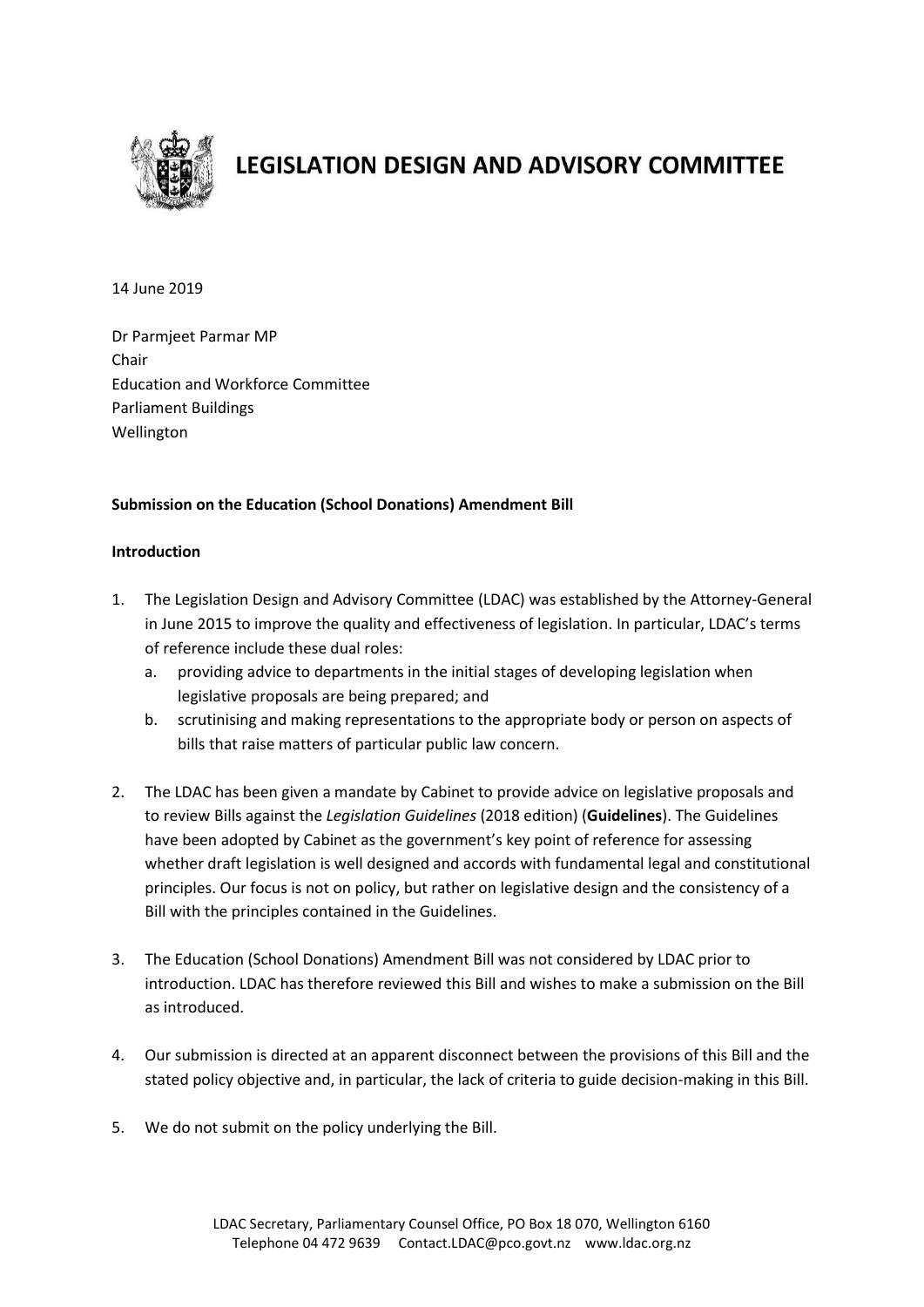# LEGISLATION DESIGN AND ADVISORY COMMITTEE

14 June 2019

Dr Parmjeet Parmar MP
Chair
Education and Workforce Committee
Parliament Buildings
Wellington

**Submission on the Education (School Donations) Amendment Bill**

**Introduction**

1. The Legislation Design and Advisory Committee (LDAC) was established by the Attorney-General in June 2015 to improve the quality and effectiveness of legislation. In particular, LDAC's terms of reference include these dual roles:
   a. providing advice to departments in the initial stages of developing legislation when legislative proposals are being prepared; and
   b. scrutinising and making representations to the appropriate body or person on aspects of bills that raise matters of particular public law concern.

2. The LDAC has been given a mandate by Cabinet to provide advice on legislative proposals and to review Bills against the *Legislation Guidelines* (2018 edition) (**Guidelines**). The Guidelines have been adopted by Cabinet as the government's key point of reference for assessing whether draft legislation is well designed and accords with fundamental legal and constitutional principles. Our focus is not on policy, but rather on legislative design and the consistency of a Bill with the principles contained in the Guidelines.

3. The Education (School Donations) Amendment Bill was not considered by LDAC prior to introduction. LDAC has therefore reviewed this Bill and wishes to make a submission on the Bill as introduced.

4. Our submission is directed at an apparent disconnect between the provisions of this Bill and the stated policy objective and, in particular, the lack of criteria to guide decision-making in this Bill.

5. We do not submit on the policy underlying the Bill.

LDAC Secretary, Parliamentary Counsel Office, PO Box 18 070, Wellington 6160
Telephone 04 472 9639 Contact.LDAC@pco.govt.nz www.ldac.org.nz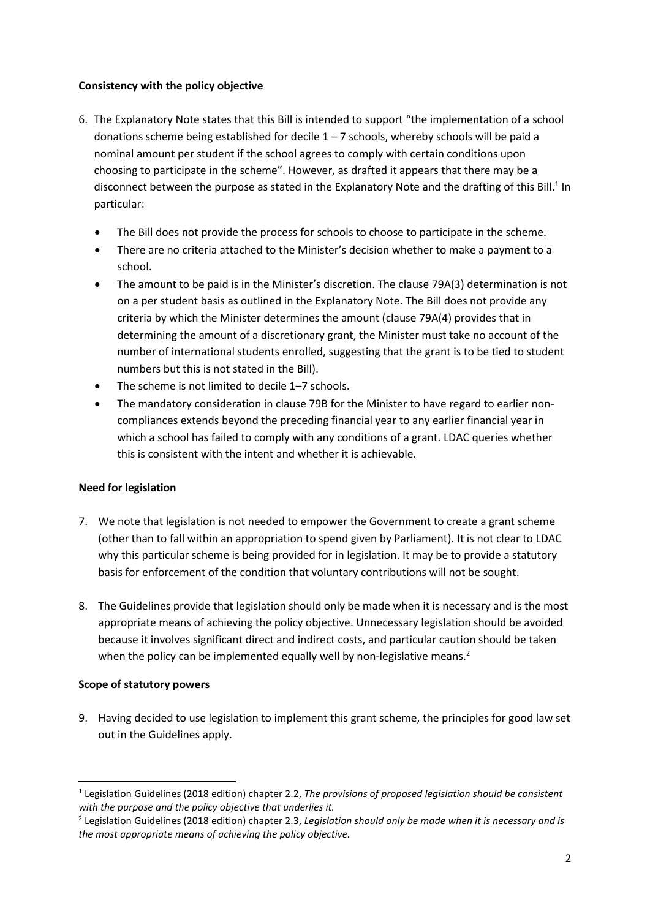**Consistency with the policy objective**

6. The Explanatory Note states that this Bill is intended to support "the implementation of a school donations scheme being established for decile 1 – 7 schools, whereby schools will be paid a nominal amount per student if the school agrees to comply with certain conditions upon choosing to participate in the scheme". However, as drafted it appears that there may be a disconnect between the purpose as stated in the Explanatory Note and the drafting of this Bill.[1] In particular:

    - The Bill does not provide the process for schools to choose to participate in the scheme.
    - There are no criteria attached to the Minister's decision whether to make a payment to a school.
    - The amount to be paid is in the Minister's discretion. The clause 79A(3) determination is not on a per student basis as outlined in the Explanatory Note. The Bill does not provide any criteria by which the Minister determines the amount (clause 79A(4) provides that in determining the amount of a discretionary grant, the Minister must take no account of the number of international students enrolled, suggesting that the grant is to be tied to student numbers but this is not stated in the Bill).
    - The scheme is not limited to decile 1–7 schools.
    - The mandatory consideration in clause 79B for the Minister to have regard to earlier non-compliances extends beyond the preceding financial year to any earlier financial year in which a school has failed to comply with any conditions of a grant. LDAC queries whether this is consistent with the intent and whether it is achievable.

**Need for legislation**

7. We note that legislation is not needed to empower the Government to create a grant scheme (other than to fall within an appropriation to spend given by Parliament). It is not clear to LDAC why this particular scheme is being provided for in legislation. It may be to provide a statutory basis for enforcement of the condition that voluntary contributions will not be sought.

8. The Guidelines provide that legislation should only be made when it is necessary and is the most appropriate means of achieving the policy objective. Unnecessary legislation should be avoided because it involves significant direct and indirect costs, and particular caution should be taken when the policy can be implemented equally well by non-legislative means.[2]

**Scope of statutory powers**

9. Having decided to use legislation to implement this grant scheme, the principles for good law set out in the Guidelines apply.

---

[1] Legislation Guidelines (2018 edition) chapter 2.2, *The provisions of proposed legislation should be consistent with the purpose and the policy objective that underlies it.*

[2] Legislation Guidelines (2018 edition) chapter 2.3, *Legislation should only be made when it is necessary and is the most appropriate means of achieving the policy objective.*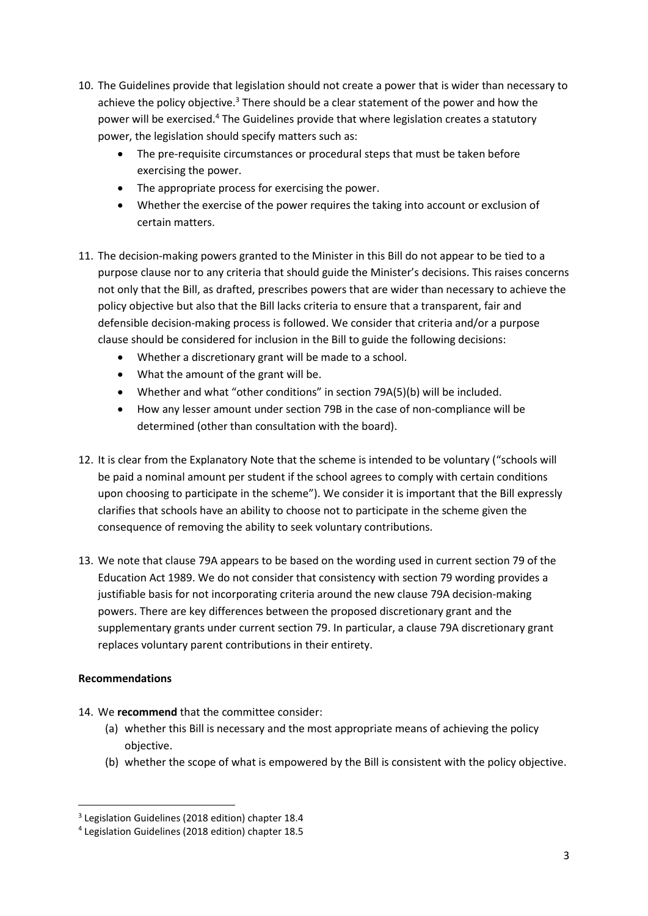10. The Guidelines provide that legislation should not create a power that is wider than necessary to achieve the policy objective.[3] There should be a clear statement of the power and how the power will be exercised.[4] The Guidelines provide that where legislation creates a statutory power, the legislation should specify matters such as:
    - The pre-requisite circumstances or procedural steps that must be taken before exercising the power.
    - The appropriate process for exercising the power.
    - Whether the exercise of the power requires the taking into account or exclusion of certain matters.

11. The decision-making powers granted to the Minister in this Bill do not appear to be tied to a purpose clause nor to any criteria that should guide the Minister's decisions. This raises concerns not only that the Bill, as drafted, prescribes powers that are wider than necessary to achieve the policy objective but also that the Bill lacks criteria to ensure that a transparent, fair and defensible decision-making process is followed. We consider that criteria and/or a purpose clause should be considered for inclusion in the Bill to guide the following decisions:
    - Whether a discretionary grant will be made to a school.
    - What the amount of the grant will be.
    - Whether and what "other conditions" in section 79A(5)(b) will be included.
    - How any lesser amount under section 79B in the case of non-compliance will be determined (other than consultation with the board).

12. It is clear from the Explanatory Note that the scheme is intended to be voluntary ("schools will be paid a nominal amount per student if the school agrees to comply with certain conditions upon choosing to participate in the scheme"). We consider it is important that the Bill expressly clarifies that schools have an ability to choose not to participate in the scheme given the consequence of removing the ability to seek voluntary contributions.

13. We note that clause 79A appears to be based on the wording used in current section 79 of the Education Act 1989. We do not consider that consistency with section 79 wording provides a justifiable basis for not incorporating criteria around the new clause 79A decision-making powers. There are key differences between the proposed discretionary grant and the supplementary grants under current section 79. In particular, a clause 79A discretionary grant replaces voluntary parent contributions in their entirety.

**Recommendations**

14. We **recommend** that the committee consider:
    (a) whether this Bill is necessary and the most appropriate means of achieving the policy objective.
    (b) whether the scope of what is empowered by the Bill is consistent with the policy objective.

[3] Legislation Guidelines (2018 edition) chapter 18.4

[4] Legislation Guidelines (2018 edition) chapter 18.5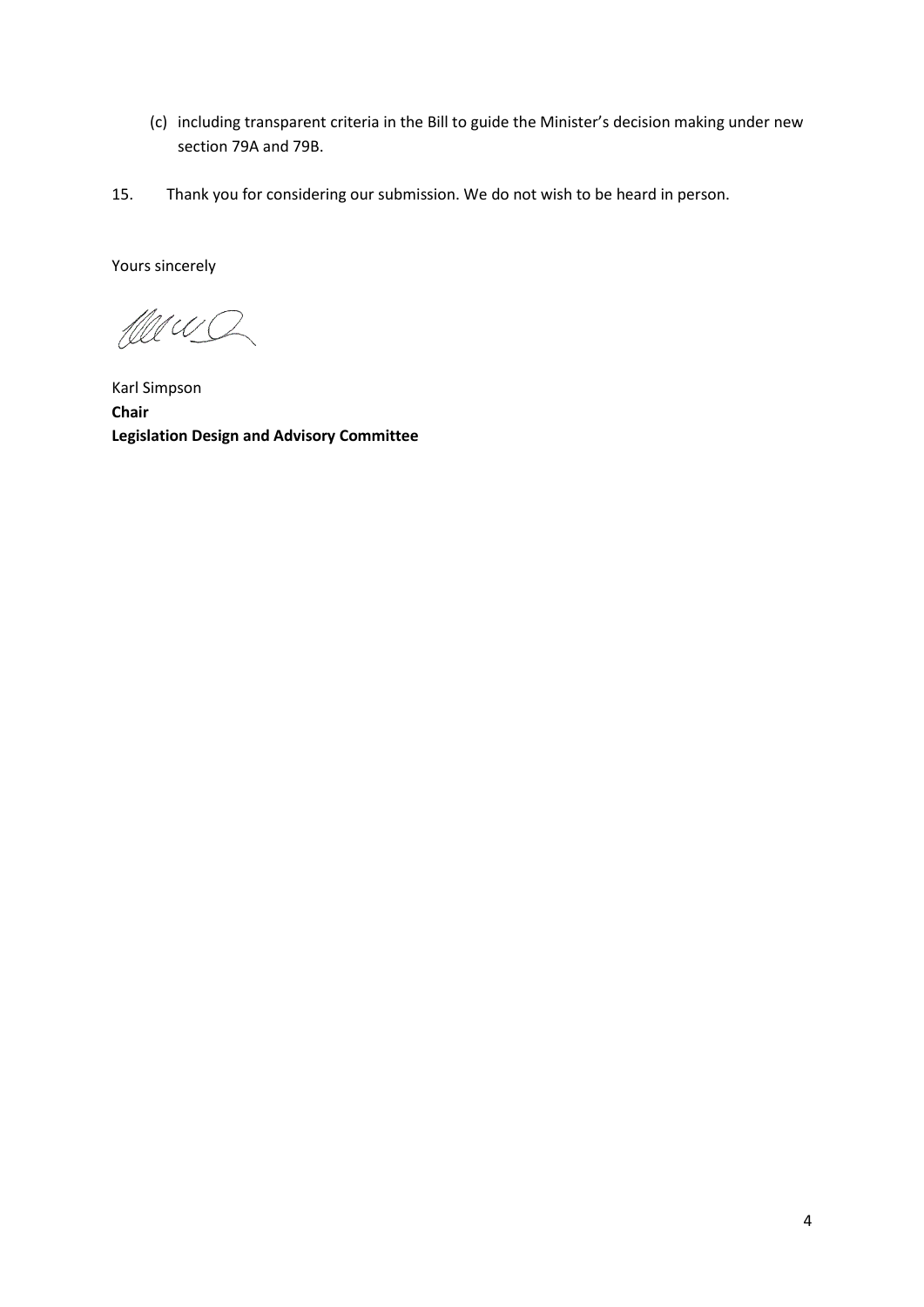(c) including transparent criteria in the Bill to guide the Minister's decision making under new section 79A and 79B.

15. Thank you for considering our submission. We do not wish to be heard in person.

Yours sincerely

Karl Simpson
**Chair**
**Legislation Design and Advisory Committee**